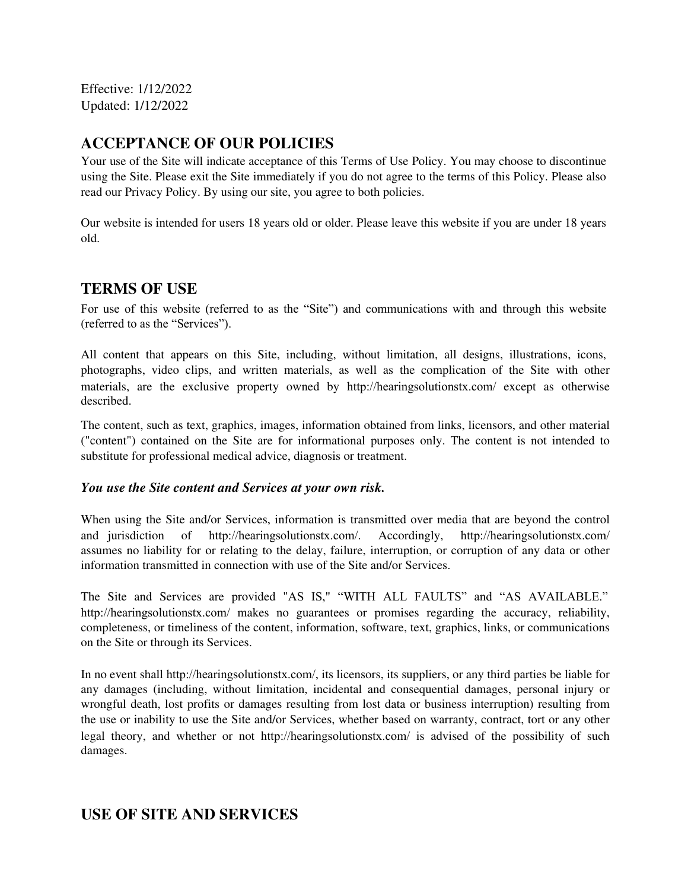Effective: 1/12/2022
Updated: 1/12/2022

## ACCEPTANCE OF OUR POLICIES

Your use of the Site will indicate acceptance of this Terms of Use Policy. You may choose to discontinue using the Site. Please exit the Site immediately if you do not agree to the terms of this Policy. Please also read our Privacy Policy. By using our site, you agree to both policies.

Our website is intended for users 18 years old or older. Please leave this website if you are under 18 years old.

## TERMS OF USE

For use of this website (referred to as the "Site") and communications with and through this website (referred to as the "Services").

All content that appears on this Site, including, without limitation, all designs, illustrations, icons, photographs, video clips, and written materials, as well as the complication of the Site with other materials, are the exclusive property owned by http://hearingsolutionstx.com/ except as otherwise described.

The content, such as text, graphics, images, information obtained from links, licensors, and other material ("content") contained on the Site are for informational purposes only. The content is not intended to substitute for professional medical advice, diagnosis or treatment.

***You use the Site content and Services at your own risk.***

When using the Site and/or Services, information is transmitted over media that are beyond the control and jurisdiction of http://hearingsolutionstx.com/. Accordingly, http://hearingsolutionstx.com/ assumes no liability for or relating to the delay, failure, interruption, or corruption of any data or other information transmitted in connection with use of the Site and/or Services.

The Site and Services are provided "AS IS," "WITH ALL FAULTS" and "AS AVAILABLE." http://hearingsolutionstx.com/ makes no guarantees or promises regarding the accuracy, reliability, completeness, or timeliness of the content, information, software, text, graphics, links, or communications on the Site or through its Services.

In no event shall http://hearingsolutionstx.com/, its licensors, its suppliers, or any third parties be liable for any damages (including, without limitation, incidental and consequential damages, personal injury or wrongful death, lost profits or damages resulting from lost data or business interruption) resulting from the use or inability to use the Site and/or Services, whether based on warranty, contract, tort or any other legal theory, and whether or not http://hearingsolutionstx.com/ is advised of the possibility of such damages.

## USE OF SITE AND SERVICES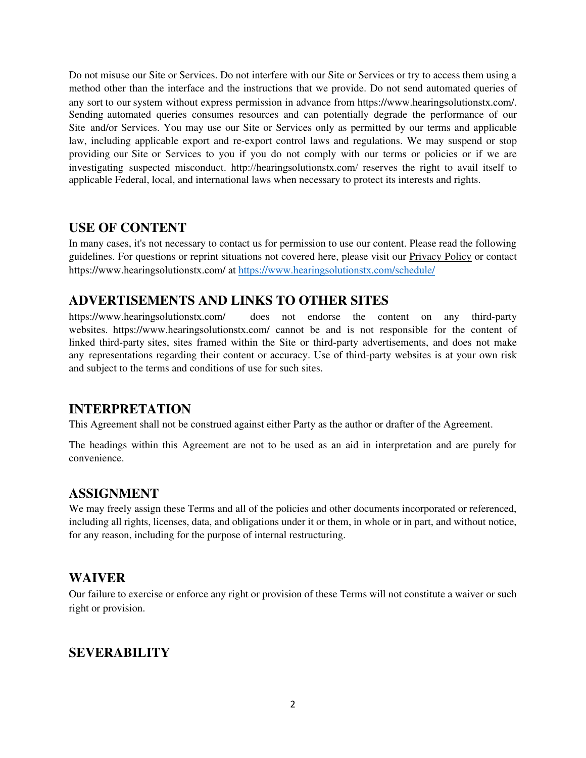Do not misuse our Site or Services. Do not interfere with our Site or Services or try to access them using a method other than the interface and the instructions that we provide. Do not send automated queries of any sort to our system without express permission in advance from https://www.hearingsolutionstx.com/. Sending automated queries consumes resources and can potentially degrade the performance of our Site and/or Services. You may use our Site or Services only as permitted by our terms and applicable law, including applicable export and re-export control laws and regulations. We may suspend or stop providing our Site or Services to you if you do not comply with our terms or policies or if we are investigating suspected misconduct. http://hearingsolutionstx.com/ reserves the right to avail itself to applicable Federal, local, and international laws when necessary to protect its interests and rights.

## USE OF CONTENT

In many cases, it's not necessary to contact us for permission to use our content. Please read the following guidelines. For questions or reprint situations not covered here, please visit our Privacy Policy or contact https://www.hearingsolutionstx.com/ at https://www.hearingsolutionstx.com/schedule/

## ADVERTISEMENTS AND LINKS TO OTHER SITES

https://www.hearingsolutionstx.com/ does not endorse the content on any third-party websites. https://www.hearingsolutionstx.com/ cannot be and is not responsible for the content of linked third-party sites, sites framed within the Site or third-party advertisements, and does not make any representations regarding their content or accuracy. Use of third-party websites is at your own risk and subject to the terms and conditions of use for such sites.

## INTERPRETATION

This Agreement shall not be construed against either Party as the author or drafter of the Agreement.

The headings within this Agreement are not to be used as an aid in interpretation and are purely for convenience.

## ASSIGNMENT

We may freely assign these Terms and all of the policies and other documents incorporated or referenced, including all rights, licenses, data, and obligations under it or them, in whole or in part, and without notice, for any reason, including for the purpose of internal restructuring.

## WAIVER

Our failure to exercise or enforce any right or provision of these Terms will not constitute a waiver or such right or provision.

## SEVERABILITY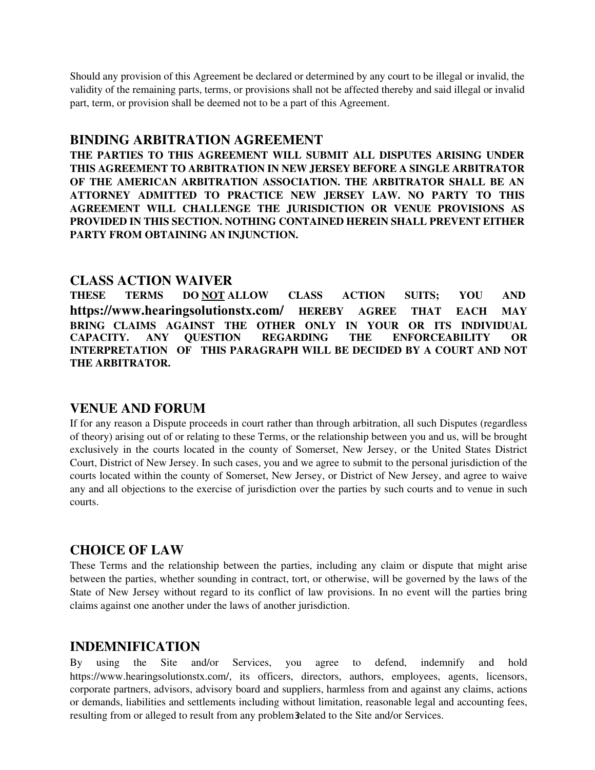Should any provision of this Agreement be declared or determined by any court to be illegal or invalid, the validity of the remaining parts, terms, or provisions shall not be affected thereby and said illegal or invalid part, term, or provision shall be deemed not to be a part of this Agreement.

## BINDING ARBITRATION AGREEMENT

**THE PARTIES TO THIS AGREEMENT WILL SUBMIT ALL DISPUTES ARISING UNDER THIS AGREEMENT TO ARBITRATION IN NEW JERSEY BEFORE A SINGLE ARBITRATOR OF THE AMERICAN ARBITRATION ASSOCIATION. THE ARBITRATOR SHALL BE AN ATTORNEY ADMITTED TO PRACTICE NEW JERSEY LAW. NO PARTY TO THIS AGREEMENT WILL CHALLENGE THE JURISDICTION OR VENUE PROVISIONS AS PROVIDED IN THIS SECTION. NOTHING CONTAINED HEREIN SHALL PREVENT EITHER PARTY FROM OBTAINING AN INJUNCTION.**

## CLASS ACTION WAIVER

**THESE TERMS DO <u>NOT</u> ALLOW CLASS ACTION SUITS; YOU AND https://www.hearingsolutionstx.com/ HEREBY AGREE THAT EACH MAY BRING CLAIMS AGAINST THE OTHER ONLY IN YOUR OR ITS INDIVIDUAL CAPACITY. ANY QUESTION REGARDING THE ENFORCEABILITY OR INTERPRETATION OF THIS PARAGRAPH WILL BE DECIDED BY A COURT AND NOT THE ARBITRATOR.**

## VENUE AND FORUM

If for any reason a Dispute proceeds in court rather than through arbitration, all such Disputes (regardless of theory) arising out of or relating to these Terms, or the relationship between you and us, will be brought exclusively in the courts located in the county of Somerset, New Jersey, or the United States District Court, District of New Jersey. In such cases, you and we agree to submit to the personal jurisdiction of the courts located within the county of Somerset, New Jersey, or District of New Jersey, and agree to waive any and all objections to the exercise of jurisdiction over the parties by such courts and to venue in such courts.

## CHOICE OF LAW

These Terms and the relationship between the parties, including any claim or dispute that might arise between the parties, whether sounding in contract, tort, or otherwise, will be governed by the laws of the State of New Jersey without regard to its conflict of law provisions. In no event will the parties bring claims against one another under the laws of another jurisdiction.

## INDEMNIFICATION

By using the Site and/or Services, you agree to defend, indemnify and hold https://www.hearingsolutionstx.com/, its officers, directors, authors, employees, agents, licensors, corporate partners, advisors, advisory board and suppliers, harmless from and against any claims, actions or demands, liabilities and settlements including without limitation, reasonable legal and accounting fees, resulting from or alleged to result from any problem related to the Site and/or Services.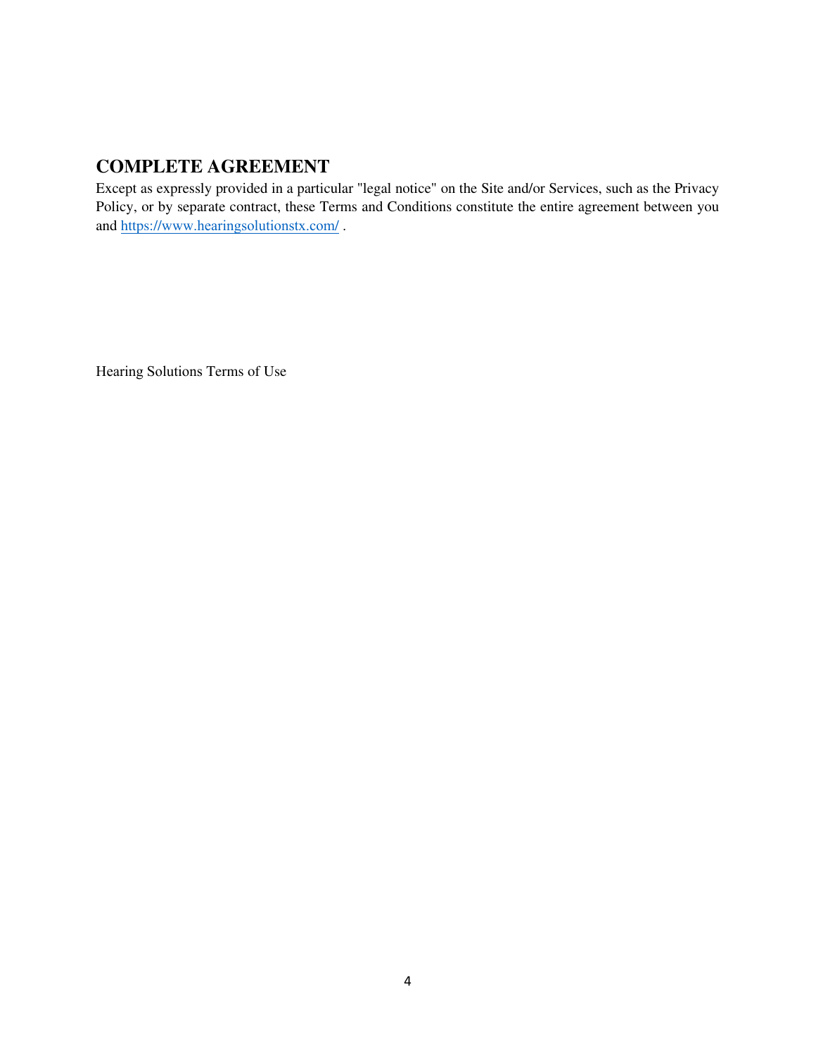## COMPLETE AGREEMENT

Except as expressly provided in a particular "legal notice" on the Site and/or Services, such as the Privacy Policy, or by separate contract, these Terms and Conditions constitute the entire agreement between you and https://www.hearingsolutionstx.com/ .

Hearing Solutions Terms of Use